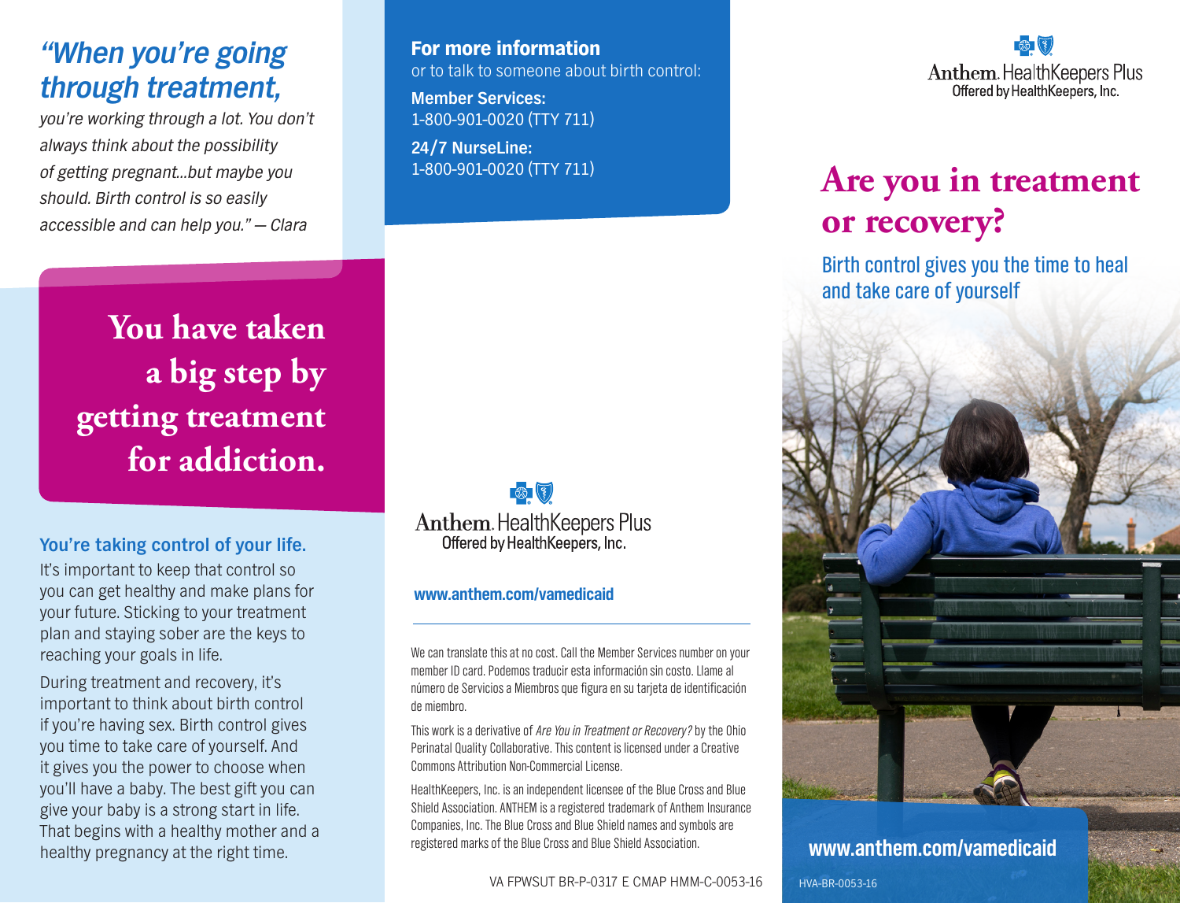*"When you're going through treatment, you're working through a lot. You don't always think about the possibility of getting pregnant...but maybe you should. Birth control is so easily accessible and can help you."* — Clara

## You have taken a big step by getting treatment for addiction.

### You're taking control of your life.

It's important to keep that control so you can get healthy and make plans for your future. Sticking to your treatment plan and staying sober are the keys to reaching your goals in life.

During treatment and recovery, it's important to think about birth control if you're having sex. Birth control gives you time to take care of yourself. And it gives you the power to choose when you'll have a baby. The best gift you can give your baby is a strong start in life. That begins with a healthy mother and a healthy pregnancy at the right time.

**For more information** or to talk to someone about birth control:

**Member Services:**
1-800-901-0020 (TTY 711)

**24/7 NurseLine:**
1-800-901-0020 (TTY 711)

Anthem. HealthKeepers Plus
Offered by HealthKeepers, Inc.

**www.anthem.com/vamedicaid**

We can translate this at no cost. Call the Member Services number on your member ID card. Podemos traducir esta información sin costo. Llame al número de Servicios a Miembros que figura en su tarjeta de identificación de miembro.

This work is a derivative of *Are You in Treatment or Recovery?* by the Ohio Perinatal Quality Collaborative. This content is licensed under a Creative Commons Attribution Non-Commercial License.

HealthKeepers, Inc. is an independent licensee of the Blue Cross and Blue Shield Association. ANTHEM is a registered trademark of Anthem Insurance Companies, Inc. The Blue Cross and Blue Shield names and symbols are registered marks of the Blue Cross and Blue Shield Association.

VA FPWSUT BR-P-0317 E CMAP HMM-C-0053-16

Anthem. HealthKeepers Plus
Offered by HealthKeepers, Inc.

# Are you in treatment or recovery?

## Birth control gives you the time to heal and take care of yourself

**www.anthem.com/vamedicaid**

HVA-BR-0053-16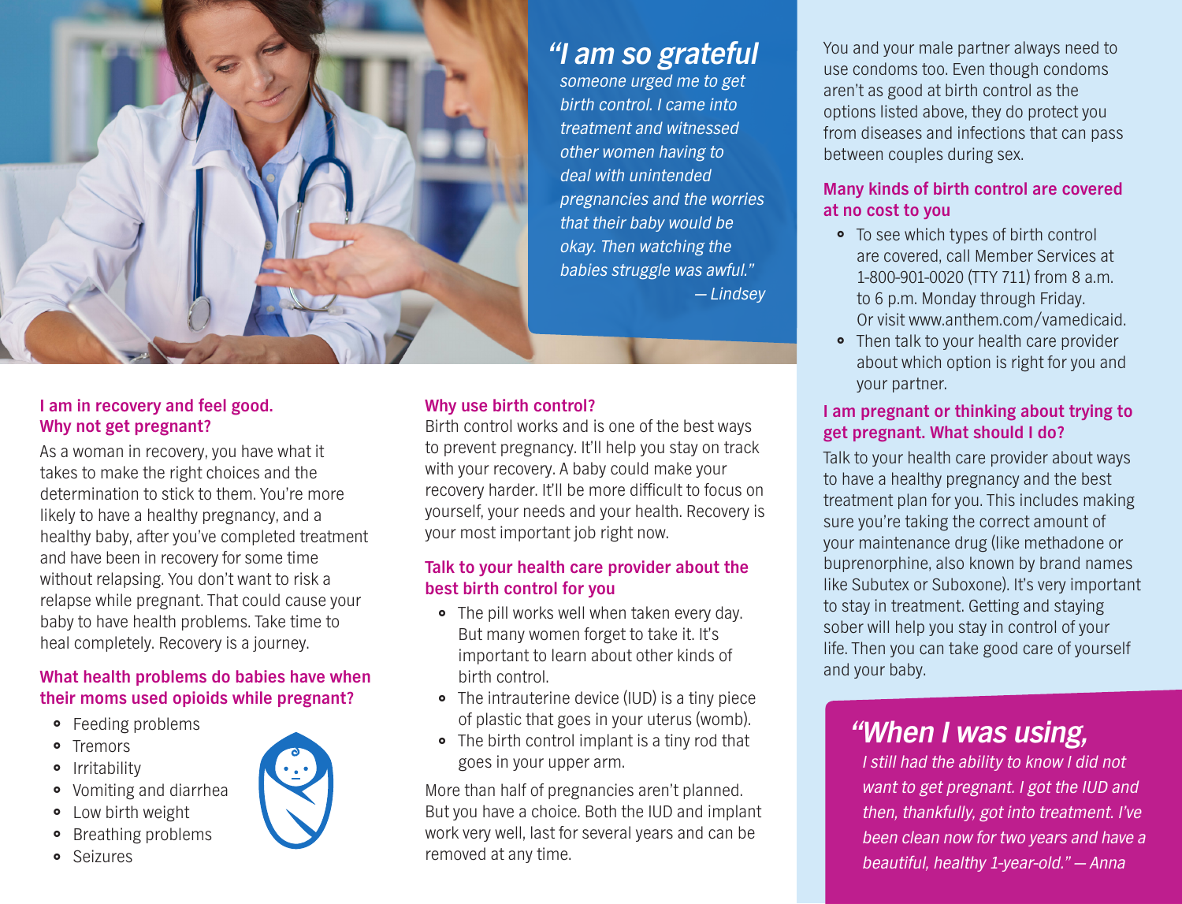> *"I am so grateful someone urged me to get birth control. I came into treatment and witnessed other women having to deal with unintended pregnancies and the worries that their baby would be okay. Then watching the babies struggle was awful."*
> — Lindsey

## I am in recovery and feel good. Why not get pregnant?

As a woman in recovery, you have what it takes to make the right choices and the determination to stick to them. You're more likely to have a healthy pregnancy, and a healthy baby, after you've completed treatment and have been in recovery for some time without relapsing. You don't want to risk a relapse while pregnant. That could cause your baby to have health problems. Take time to heal completely. Recovery is a journey.

## What health problems do babies have when their moms used opioids while pregnant?

- Feeding problems
- Tremors
- Irritability
- Vomiting and diarrhea
- Low birth weight
- Breathing problems
- Seizures

## Why use birth control?

Birth control works and is one of the best ways to prevent pregnancy. It'll help you stay on track with your recovery. A baby could make your recovery harder. It'll be more difficult to focus on yourself, your needs and your health. Recovery is your most important job right now.

## Talk to your health care provider about the best birth control for you

- The pill works well when taken every day. But many women forget to take it. It's important to learn about other kinds of birth control.
- The intrauterine device (IUD) is a tiny piece of plastic that goes in your uterus (womb).
- The birth control implant is a tiny rod that goes in your upper arm.

More than half of pregnancies aren't planned. But you have a choice. Both the IUD and implant work very well, last for several years and can be removed at any time.

You and your male partner always need to use condoms too. Even though condoms aren't as good at birth control as the options listed above, they do protect you from diseases and infections that can pass between couples during sex.

## Many kinds of birth control are covered at no cost to you

- To see which types of birth control are covered, call Member Services at 1-800-901-0020 (TTY 711) from 8 a.m. to 6 p.m. Monday through Friday. Or visit www.anthem.com/vamedicaid.
- Then talk to your health care provider about which option is right for you and your partner.

## I am pregnant or thinking about trying to get pregnant. What should I do?

Talk to your health care provider about ways to have a healthy pregnancy and the best treatment plan for you. This includes making sure you're taking the correct amount of your maintenance drug (like methadone or buprenorphine, also known by brand names like Subutex or Suboxone). It's very important to stay in treatment. Getting and staying sober will help you stay in control of your life. Then you can take good care of yourself and your baby.

> *"When I was using, I still had the ability to know I did not want to get pregnant. I got the IUD and then, thankfully, got into treatment. I've been clean now for two years and have a beautiful, healthy 1-year-old."* — Anna